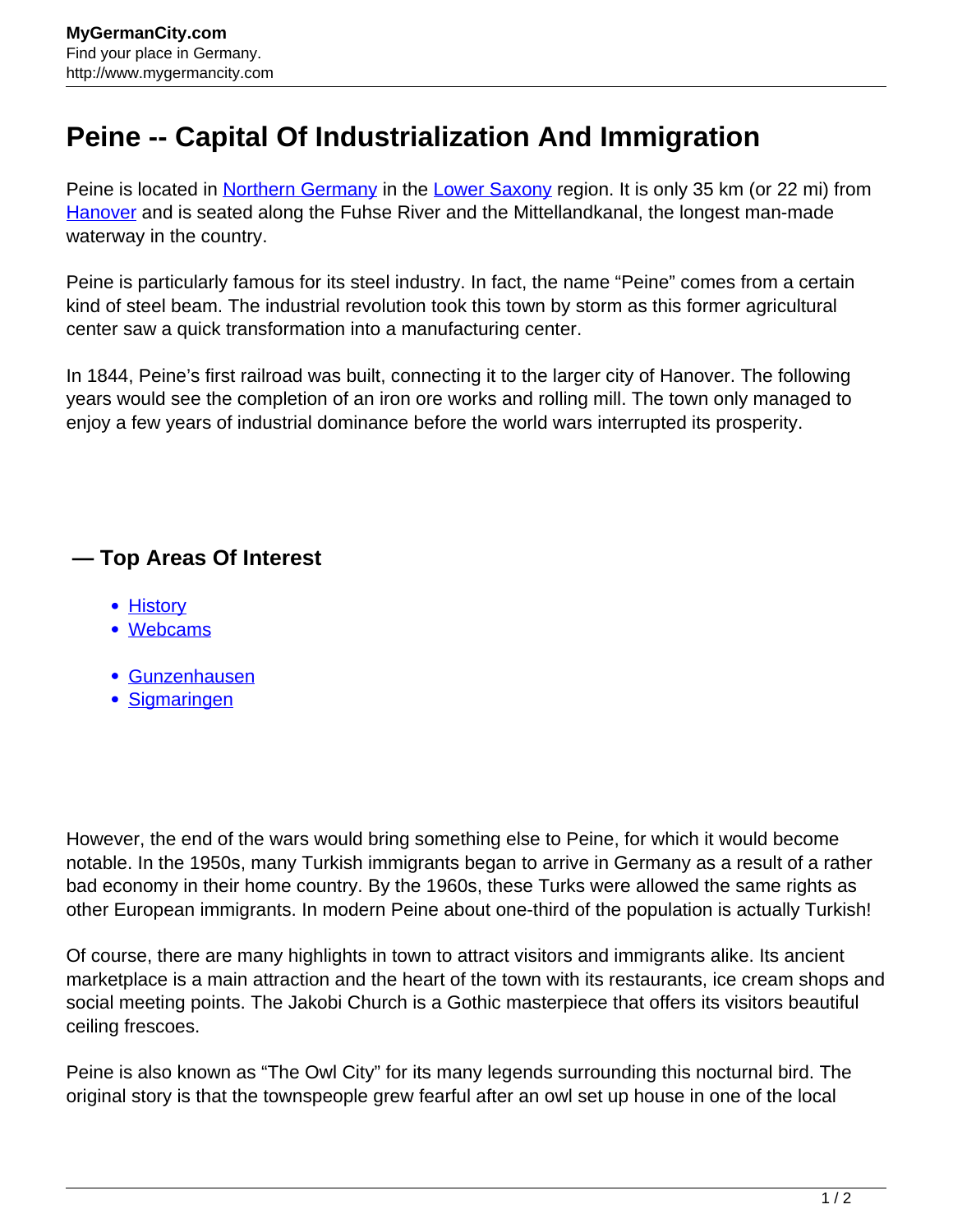# Peine -- Capital Of Industrialization And Immigration

Peine is located in Northern Germany in the Lower Saxony region. It is only 35 km (or 22 mi) from Hanover and is seated along the Fuhse River and the Mittellandkanal, the longest man-made waterway in the country.

Peine is particularly famous for its steel industry. In fact, the name "Peine" comes from a certain kind of steel beam. The industrial revolution took this town by storm as this former agricultural center saw a quick transformation into a manufacturing center.

In 1844, Peine's first railroad was built, connecting it to the larger city of Hanover. The following years would see the completion of an iron ore works and rolling mill. The town only managed to enjoy a few years of industrial dominance before the world wars interrupted its prosperity.

## — Top Areas Of Interest

- History
- Webcams

- Gunzenhausen
- Sigmaringen

However, the end of the wars would bring something else to Peine, for which it would become notable. In the 1950s, many Turkish immigrants began to arrive in Germany as a result of a rather bad economy in their home country. By the 1960s, these Turks were allowed the same rights as other European immigrants. In modern Peine about one-third of the population is actually Turkish!

Of course, there are many highlights in town to attract visitors and immigrants alike. Its ancient marketplace is a main attraction and the heart of the town with its restaurants, ice cream shops and social meeting points. The Jakobi Church is a Gothic masterpiece that offers its visitors beautiful ceiling frescoes.

Peine is also known as "The Owl City" for its many legends surrounding this nocturnal bird. The original story is that the townspeople grew fearful after an owl set up house in one of the local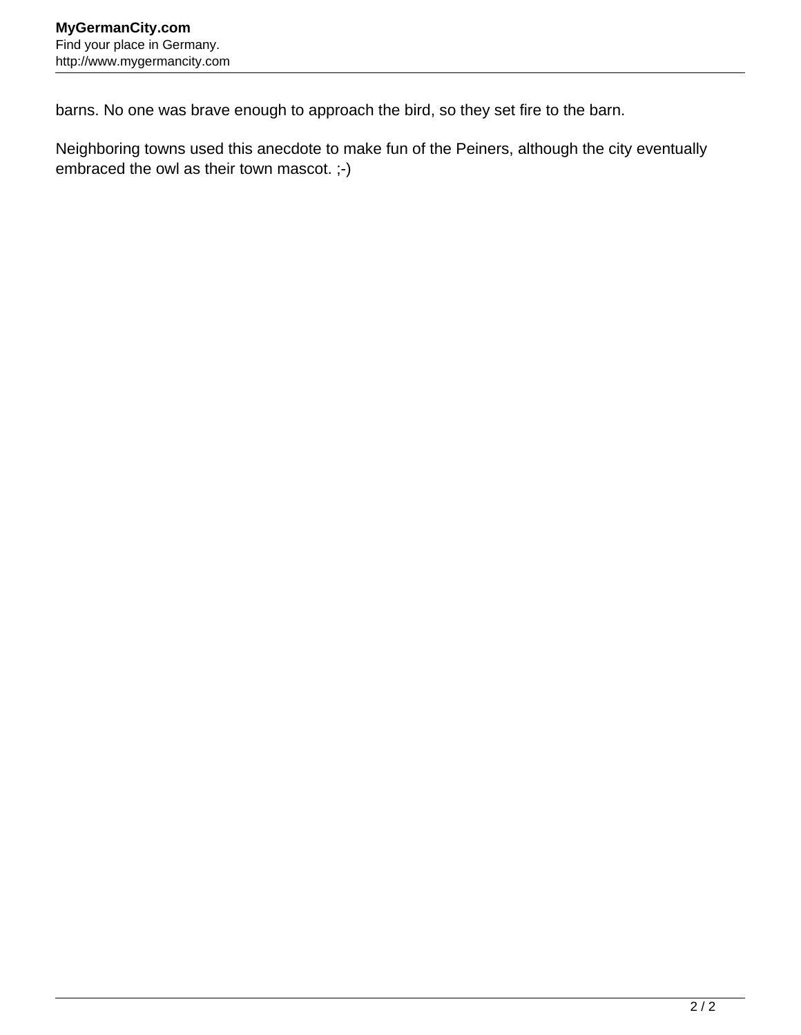barns. No one was brave enough to approach the bird, so they set fire to the barn.

Neighboring towns used this anecdote to make fun of the Peiners, although the city eventually embraced the owl as their town mascot. ;-)